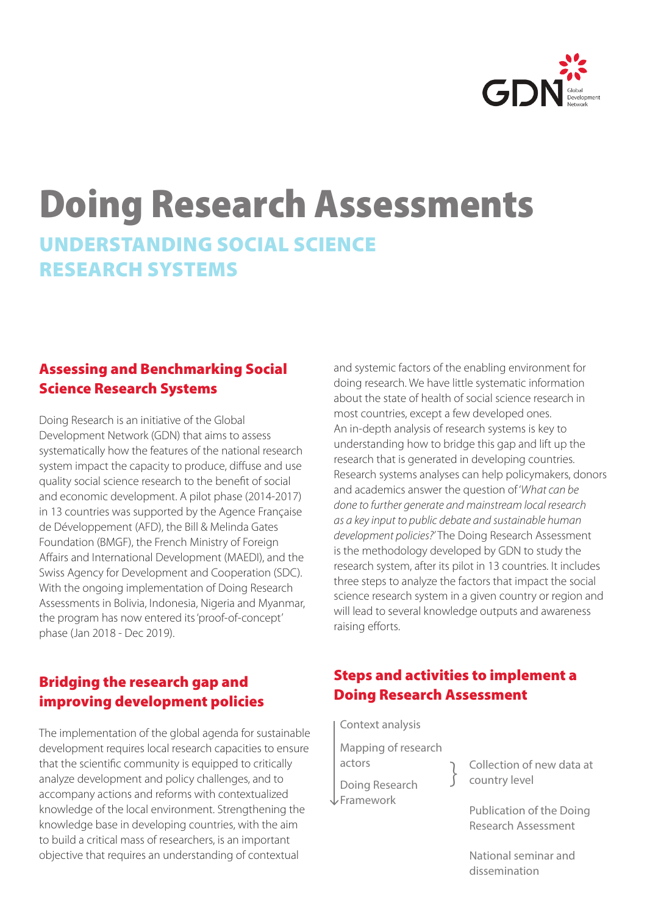# Doing Research Assessments

## UNDERSTANDING SOCIAL SCIENCE RESEARCH SYSTEMS

### Assessing and Benchmarking Social Science Research Systems

Doing Research is an initiative of the Global Development Network (GDN) that aims to assess systematically how the features of the national research system impact the capacity to produce, diffuse and use quality social science research to the benefit of social and economic development. A pilot phase (2014-2017) in 13 countries was supported by the Agence Française de Développement (AFD), the Bill & Melinda Gates Foundation (BMGF), the French Ministry of Foreign Affairs and International Development (MAEDI), and the Swiss Agency for Development and Cooperation (SDC). With the ongoing implementation of Doing Research Assessments in Bolivia, Indonesia, Nigeria and Myanmar, the program has now entered its 'proof-of-concept' phase (Jan 2018 - Dec 2019).

### Bridging the research gap and improving development policies

The implementation of the global agenda for sustainable development requires local research capacities to ensure that the scientific community is equipped to critically analyze development and policy challenges, and to accompany actions and reforms with contextualized knowledge of the local environment. Strengthening the knowledge base in developing countries, with the aim to build a critical mass of researchers, is an important objective that requires an understanding of contextual and systemic factors of the enabling environment for doing research. We have little systematic information about the state of health of social science research in most countries, except a few developed ones. An in-depth analysis of research systems is key to understanding how to bridge this gap and lift up the research that is generated in developing countries. Research systems analyses can help policymakers, donors and academics answer the question of '*What can be done to further generate and mainstream local research as a key input to public debate and sustainable human development policies?*' The Doing Research Assessment is the methodology developed by GDN to study the research system, after its pilot in 13 countries. It includes three steps to analyze the factors that impact the social science research system in a given country or region and will lead to several knowledge outputs and awareness raising efforts.

### Steps and activities to implement a Doing Research Assessment

- Context analysis
- Mapping of research actors
- Doing Research Framework

} Collection of new data at country level

Publication of the Doing Research Assessment

National seminar and dissemination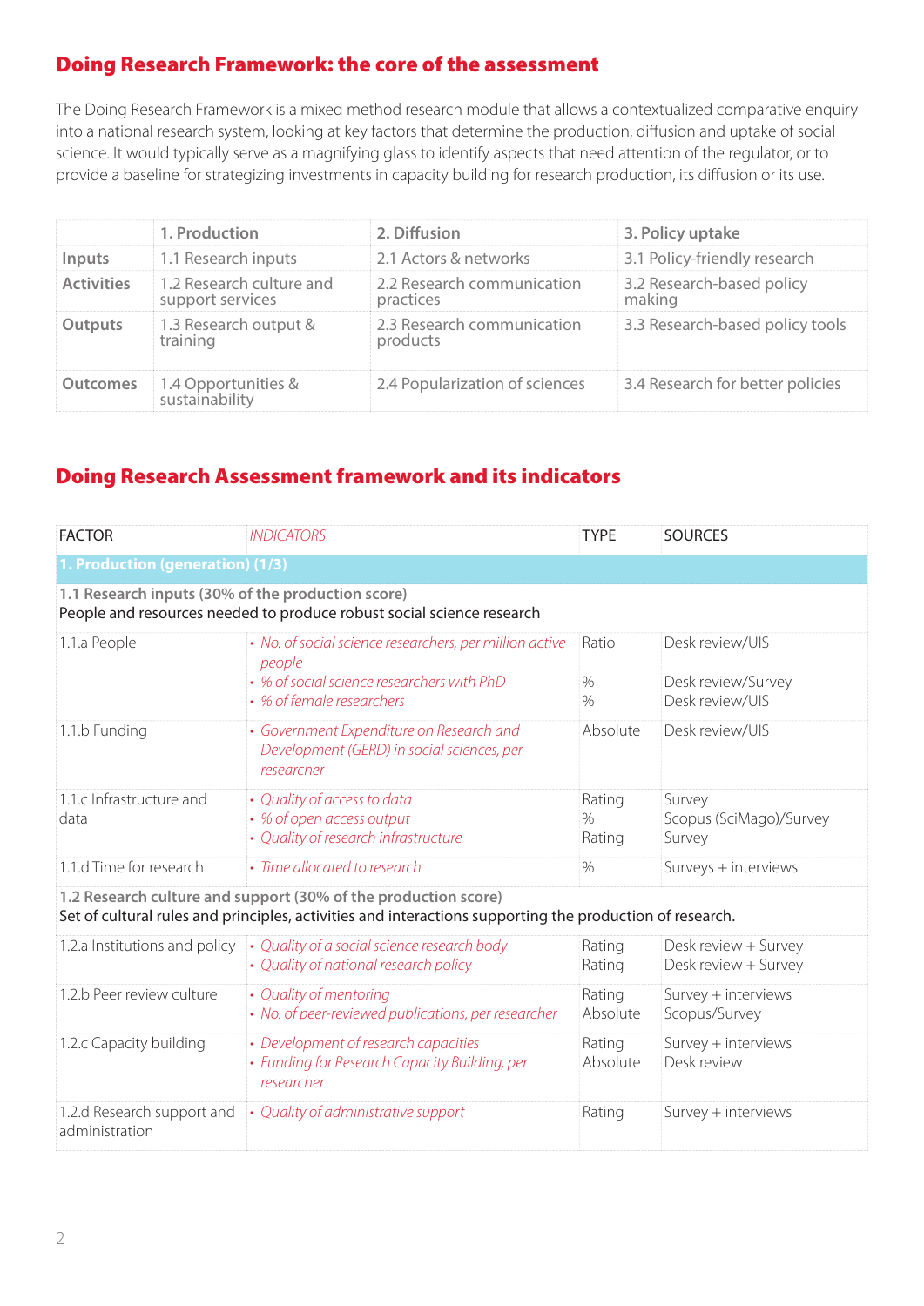## Doing Research Framework: the core of the assessment

The Doing Research Framework is a mixed method research module that allows a contextualized comparative enquiry into a national research system, looking at key factors that determine the production, diffusion and uptake of social science. It would typically serve as a magnifying glass to identify aspects that need attention of the regulator, or to provide a baseline for strategizing investments in capacity building for research production, its diffusion or its use.

| | 1. Production | 2. Diffusion | 3. Policy uptake |
|---|---|---|---|
| **Inputs** | 1.1 Research inputs | 2.1 Actors & networks | 3.1 Policy-friendly research |
| **Activities** | 1.2 Research culture and support services | 2.2 Research communication practices | 3.2 Research-based policy making |
| **Outputs** | 1.3 Research output & training | 2.3 Research communication products | 3.3 Research-based policy tools |
| **Outcomes** | 1.4 Opportunities & sustainability | 2.4 Popularization of sciences | 3.4 Research for better policies |

## Doing Research Assessment framework and its indicators

| FACTOR | *INDICATORS* | TYPE | SOURCES |
|---|---|---|---|
| **1. Production (generation) (1/3)** | | | |
| **1.1 Research inputs (30% of the production score)** People and resources needed to produce robust social science research | | | |
| 1.1.a People | • *No. of social science researchers, per million active people*<br>• *% of social science researchers with PhD*<br>• *% of female researchers* | Ratio<br>%<br>% | Desk review/UIS<br>Desk review/Survey<br>Desk review/UIS |
| 1.1.b Funding | • *Government Expenditure on Research and Development (GERD) in social sciences, per researcher* | Absolute | Desk review/UIS |
| 1.1.c Infrastructure and data | • *Quality of access to data*<br>• *% of open access output*<br>• *Quality of research infrastructure* | Rating<br>%<br>Rating | Survey<br>Scopus (SciMago)/Survey<br>Survey |
| 1.1.d Time for research | • *Time allocated to research* | % | Surveys + interviews |
| **1.2 Research culture and support (30% of the production score)** Set of cultural rules and principles, activities and interactions supporting the production of research. | | | |
| 1.2.a Institutions and policy | • *Quality of a social science research body*<br>• *Quality of national research policy* | Rating<br>Rating | Desk review + Survey<br>Desk review + Survey |
| 1.2.b Peer review culture | • *Quality of mentoring*<br>• *No. of peer-reviewed publications, per researcher* | Rating<br>Absolute | Survey + interviews<br>Scopus/Survey |
| 1.2.c Capacity building | • *Development of research capacities*<br>• *Funding for Research Capacity Building, per researcher* | Rating<br>Absolute | Survey + interviews<br>Desk review |
| 1.2.d Research support and administration | • *Quality of administrative support* | Rating | Survey + interviews |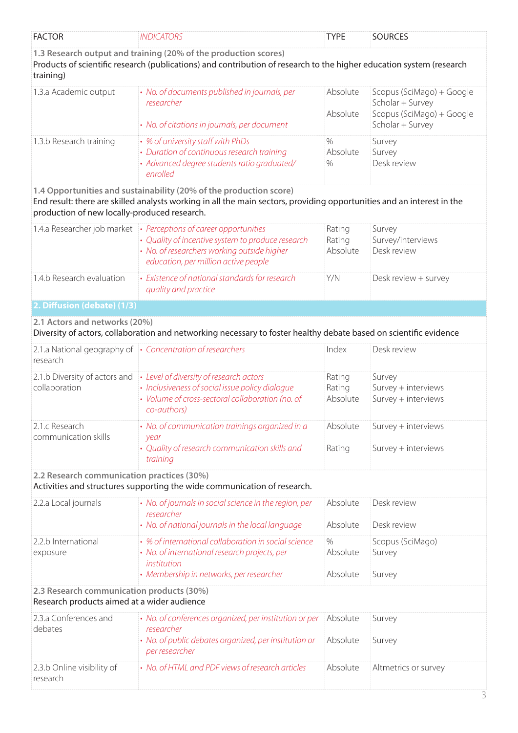| FACTOR | *INDICATORS* | TYPE | SOURCES |
|---|---|---|---|
| **1.3 Research output and training (20% of the production scores)** Products of scientific research (publications) and contribution of research to the higher education system (research training) | | | |
| 1.3.a Academic output | • *No. of documents published in journals, per researcher* • *No. of citations in journals, per document* | Absolute Absolute | Scopus (SciMago) + Google Scholar + Survey Scopus (SciMago) + Google Scholar + Survey |
| 1.3.b Research training | • *% of university staff with PhDs* • *Duration of continuous research training* • *Advanced degree students ratio graduated/enrolled* | % Absolute % | Survey Survey Desk review |
| **1.4 Opportunities and sustainability (20% of the production score)** End result: there are skilled analysts working in all the main sectors, providing opportunities and an interest in the production of new locally-produced research. | | | |
| 1.4.a Researcher job market | • *Perceptions of career opportunities* • *Quality of incentive system to produce research* • *No. of researchers working outside higher education, per million active people* | Rating Rating Absolute | Survey Survey/interviews Desk review |
| 1.4.b Research evaluation | • *Existence of national standards for research quality and practice* | Y/N | Desk review + survey |
| **2. Diffusion (debate) (1/3)** | | | |
| **2.1 Actors and networks (20%)** Diversity of actors, collaboration and networking necessary to foster healthy debate based on scientific evidence | | | |
| 2.1.a National geography of research | • *Concentration of researchers* | Index | Desk review |
| 2.1.b Diversity of actors and collaboration | • *Level of diversity of research actors* • *Inclusiveness of social issue policy dialogue* • *Volume of cross-sectoral collaboration (no. of co-authors)* | Rating Rating Absolute | Survey Survey + interviews Survey + interviews |
| 2.1.c Research communication skills | • *No. of communication trainings organized in a year* • *Quality of research communication skills and training* | Absolute Rating | Survey + interviews Survey + interviews |
| **2.2 Research communication practices (30%)** Activities and structures supporting the wide communication of research. | | | |
| 2.2.a Local journals | • *No. of journals in social science in the region, per researcher* • *No. of national journals in the local language* | Absolute Absolute | Desk review Desk review |
| 2.2.b International exposure | • *% of international collaboration in social science* • *No. of international research projects, per institution* • *Membership in networks, per researcher* | % Absolute Absolute | Scopus (SciMago) Survey Survey |
| **2.3 Research communication products (30%)** Research products aimed at a wider audience | | | |
| 2.3.a Conferences and debates | • *No. of conferences organized, per institution or per researcher* • *No. of public debates organized, per institution or per researcher* | Absolute Absolute | Survey Survey |
| 2.3.b Online visibility of research | • *No. of HTML and PDF views of research articles* | Absolute | Altmetrics or survey |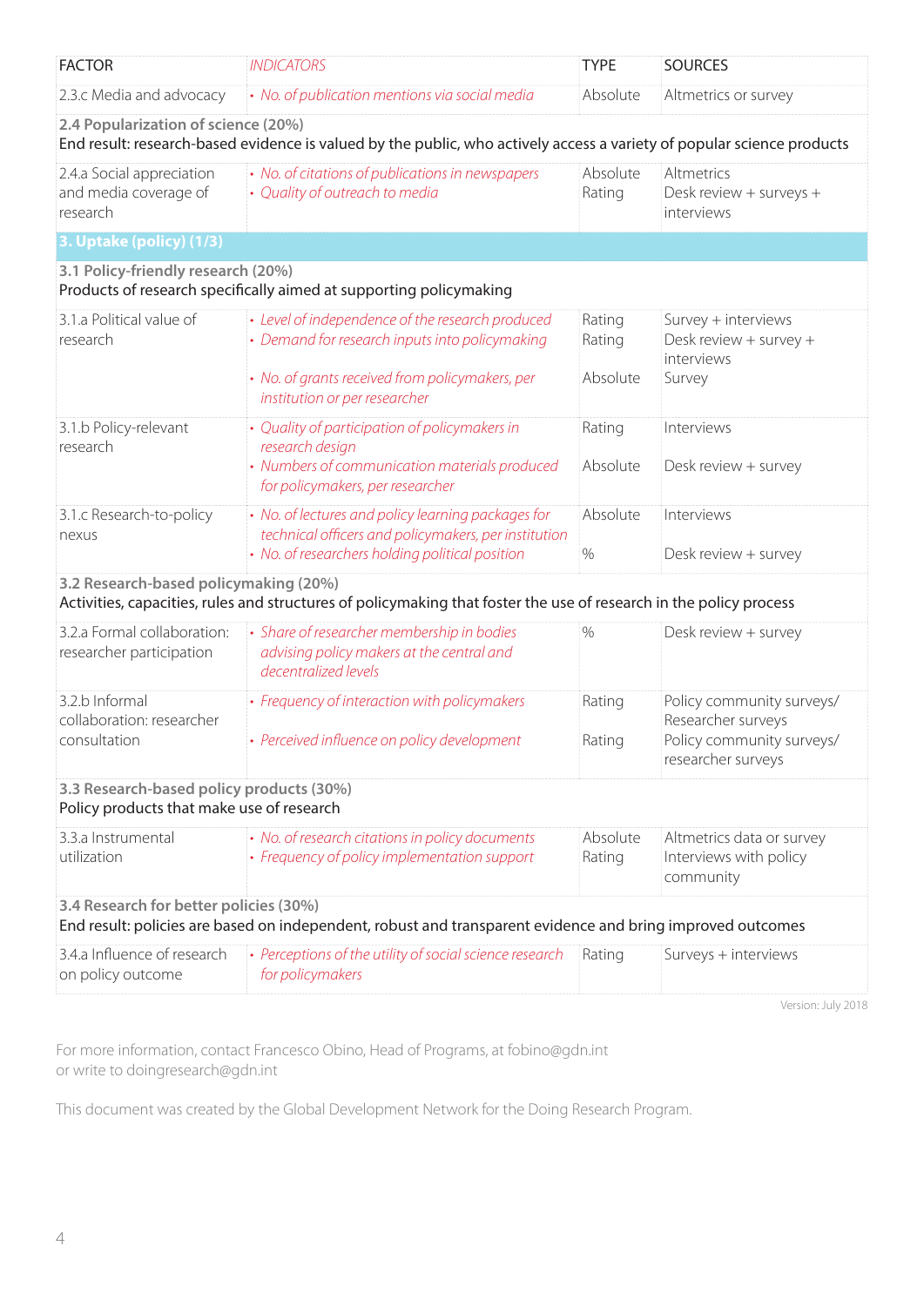| FACTOR | INDICATORS | TYPE | SOURCES |
|---|---|---|---|
| 2.3.c Media and advocacy | • No. of publication mentions via social media | Absolute | Altmetrics or survey |
| **2.4 Popularization of science (20%)**<br>End result: research-based evidence is valued by the public, who actively access a variety of popular science products | | | |
| 2.4.a Social appreciation and media coverage of research | • No. of citations of publications in newspapers<br>• Quality of outreach to media | Absolute<br>Rating | Altmetrics<br>Desk review + surveys + interviews |
| **3. Uptake (policy) (1/3)** | | | |
| **3.1 Policy-friendly research (20%)**<br>Products of research specifically aimed at supporting policymaking | | | |
| 3.1.a Political value of research | • Level of independence of the research produced<br>• Demand for research inputs into policymaking<br>• No. of grants received from policymakers, per institution or per researcher | Rating<br>Rating<br>Absolute | Survey + interviews<br>Desk review + survey + interviews<br>Survey |
| 3.1.b Policy-relevant research | • Quality of participation of policymakers in research design<br>• Numbers of communication materials produced for policymakers, per researcher | Rating<br>Absolute | Interviews<br>Desk review + survey |
| 3.1.c Research-to-policy nexus | • No. of lectures and policy learning packages for technical officers and policymakers, per institution<br>• No. of researchers holding political position | Absolute<br>% | Interviews<br>Desk review + survey |
| **3.2 Research-based policymaking (20%)**<br>Activities, capacities, rules and structures of policymaking that foster the use of research in the policy process | | | |
| 3.2.a Formal collaboration: researcher participation | • Share of researcher membership in bodies advising policy makers at the central and decentralized levels | % | Desk review + survey |
| 3.2.b Informal collaboration: researcher consultation | • Frequency of interaction with policymakers<br>• Perceived influence on policy development | Rating<br>Rating | Policy community surveys/ Researcher surveys<br>Policy community surveys/ researcher surveys |
| **3.3 Research-based policy products (30%)**<br>Policy products that make use of research | | | |
| 3.3.a Instrumental utilization | • No. of research citations in policy documents<br>• Frequency of policy implementation support | Absolute<br>Rating | Altmetrics data or survey<br>Interviews with policy community |
| **3.4 Research for better policies (30%)**<br>End result: policies are based on independent, robust and transparent evidence and bring improved outcomes | | | |
| 3.4.a Influence of research on policy outcome | • Perceptions of the utility of social science research for policymakers | Rating | Surveys + interviews |

Version: July 2018

For more information, contact Francesco Obino, Head of Programs, at fobino@gdn.int
or write to doingresearch@gdn.int

This document was created by the Global Development Network for the Doing Research Program.